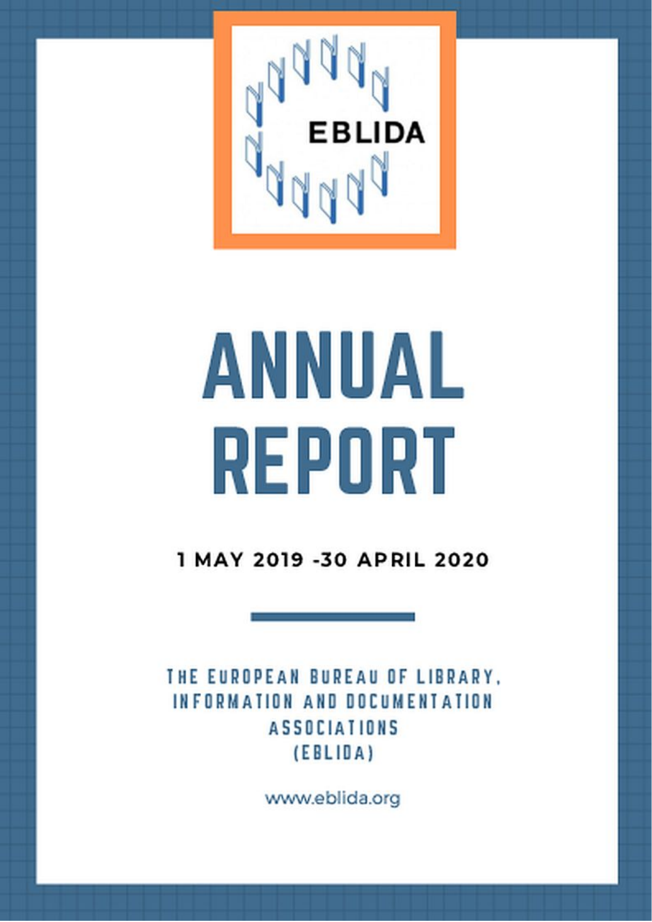EBLIDA

# ANNUAL REPORT

**1 MAY 2019 -30 APRIL 2020**

THE EUROPEAN BUREAU OF LIBRARY, INFORMATION AND DOCUMENTATION ASSOCIATIONS (EBLIDA)

www.eblida.org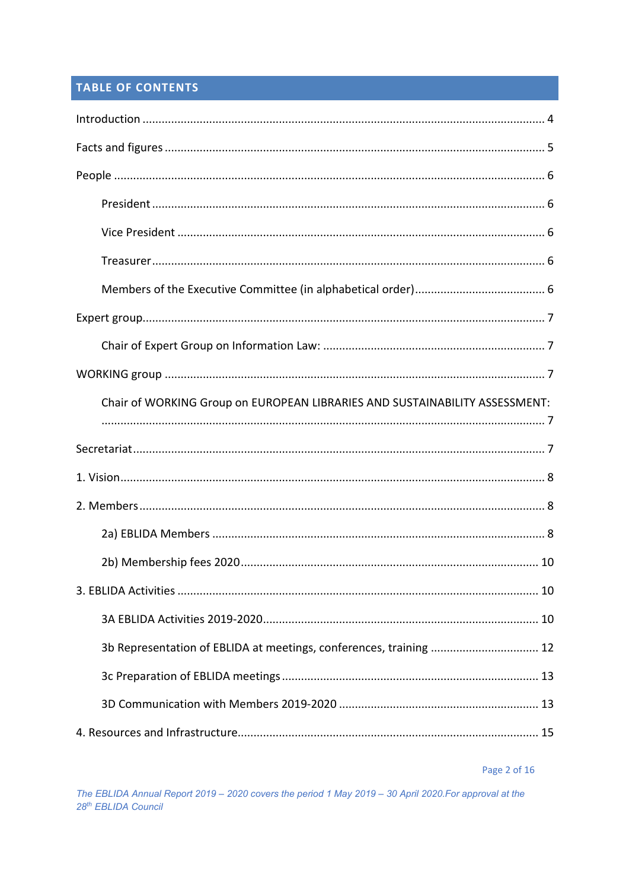## TABLE OF CONTENTS

- Introduction ... 4
- Facts and figures ... 5
- People ... 6
  - President ... 6
  - Vice President ... 6
  - Treasurer ... 6
  - Members of the Executive Committee (in alphabetical order) ... 6
- Expert group ... 7
  - Chair of Expert Group on Information Law: ... 7
- WORKING group ... 7
  - Chair of WORKING Group on EUROPEAN LIBRARIES AND SUSTAINABILITY ASSESSMENT: ... 7
- Secretariat ... 7
- 1. Vision ... 8
- 2. Members ... 8
  - 2a) EBLIDA Members ... 8
  - 2b) Membership fees 2020 ... 10
- 3. EBLIDA Activities ... 10
  - 3A EBLIDA Activities 2019-2020 ... 10
  - 3b Representation of EBLIDA at meetings, conferences, training ... 12
  - 3c Preparation of EBLIDA meetings ... 13
  - 3D Communication with Members 2019-2020 ... 13
- 4. Resources and Infrastructure ... 15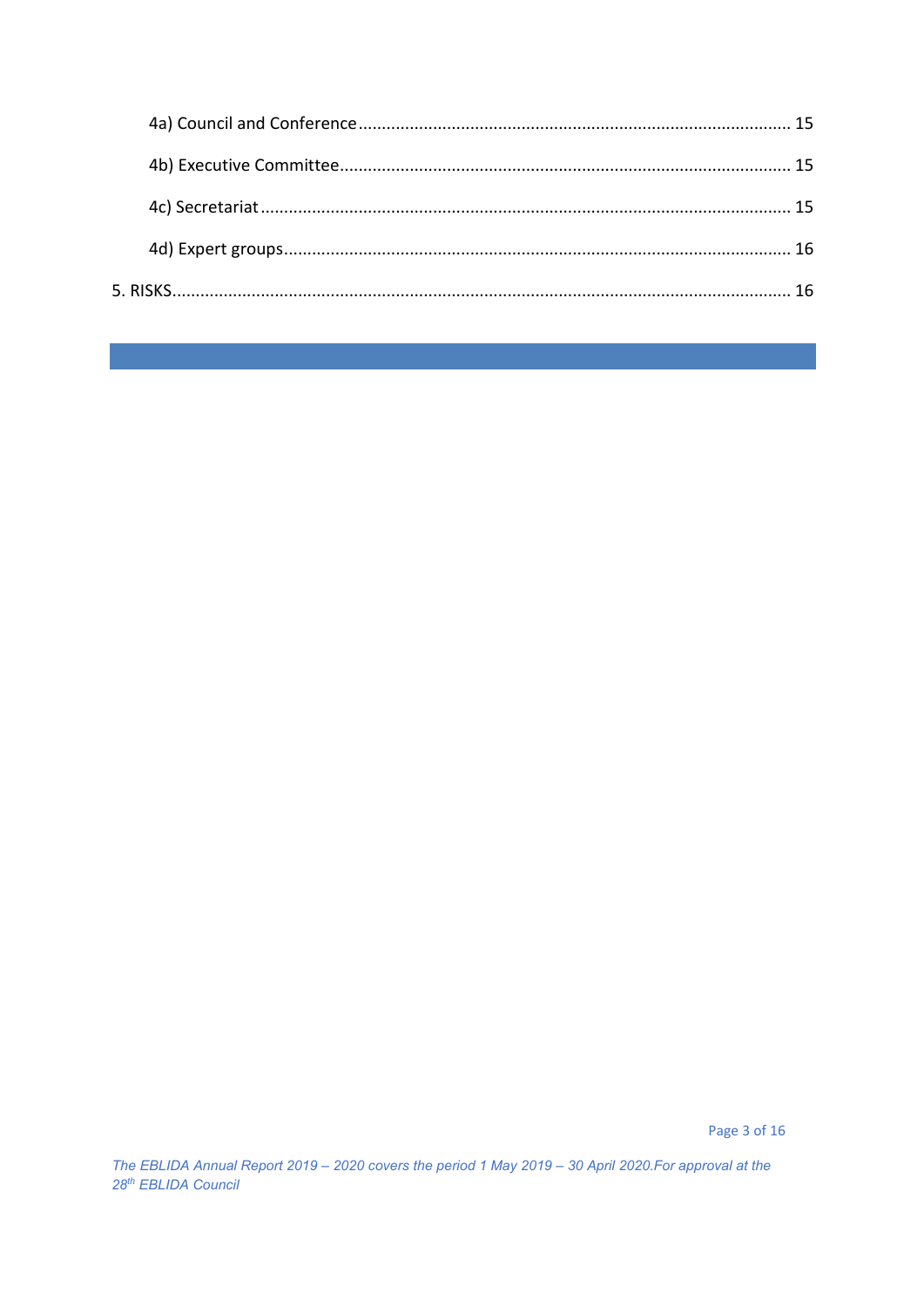4a) Council and Conference ........................................................................................ 15

4b) Executive Committee ............................................................................................ 15

4c) Secretariat ........................................................................................................... 15

4d) Expert groups ....................................................................................................... 16

5. RISKS ....................................................................................................................... 16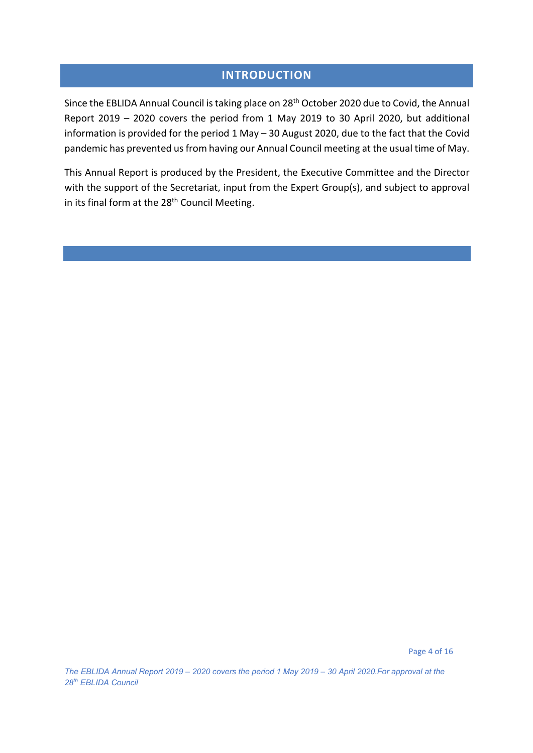# INTRODUCTION

Since the EBLIDA Annual Council is taking place on 28th October 2020 due to Covid, the Annual Report 2019 – 2020 covers the period from 1 May 2019 to 30 April 2020, but additional information is provided for the period 1 May – 30 August 2020, due to the fact that the Covid pandemic has prevented us from having our Annual Council meeting at the usual time of May.

This Annual Report is produced by the President, the Executive Committee and the Director with the support of the Secretariat, input from the Expert Group(s), and subject to approval in its final form at the 28th Council Meeting.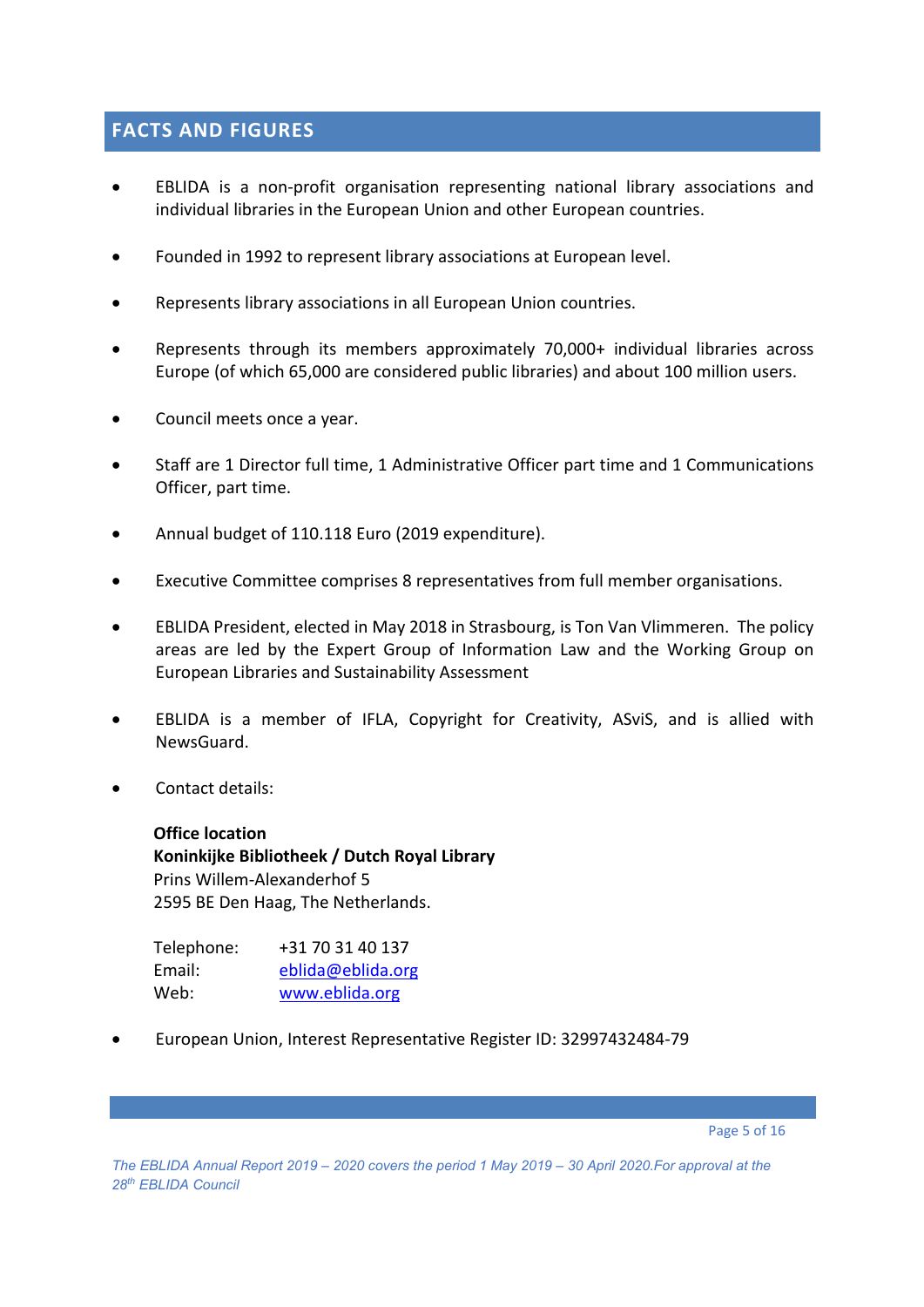## FACTS AND FIGURES

- EBLIDA is a non-profit organisation representing national library associations and individual libraries in the European Union and other European countries.
- Founded in 1992 to represent library associations at European level.
- Represents library associations in all European Union countries.
- Represents through its members approximately 70,000+ individual libraries across Europe (of which 65,000 are considered public libraries) and about 100 million users.
- Council meets once a year.
- Staff are 1 Director full time, 1 Administrative Officer part time and 1 Communications Officer, part time.
- Annual budget of 110.118 Euro (2019 expenditure).
- Executive Committee comprises 8 representatives from full member organisations.
- EBLIDA President, elected in May 2018 in Strasbourg, is Ton Van Vlimmeren. The policy areas are led by the Expert Group of Information Law and the Working Group on European Libraries and Sustainability Assessment
- EBLIDA is a member of IFLA, Copyright for Creativity, ASviS, and is allied with NewsGuard.
- Contact details:

  **Office location**
  **Koninkijke Bibliotheek / Dutch Royal Library**
  Prins Willem-Alexanderhof 5
  2595 BE Den Haag, The Netherlands.

  Telephone: +31 70 31 40 137
  Email: eblida@eblida.org
  Web: www.eblida.org

- European Union, Interest Representative Register ID: 32997432484-79

*The EBLIDA Annual Report 2019 – 2020 covers the period 1 May 2019 – 30 April 2020.For approval at the 28th EBLIDA Council*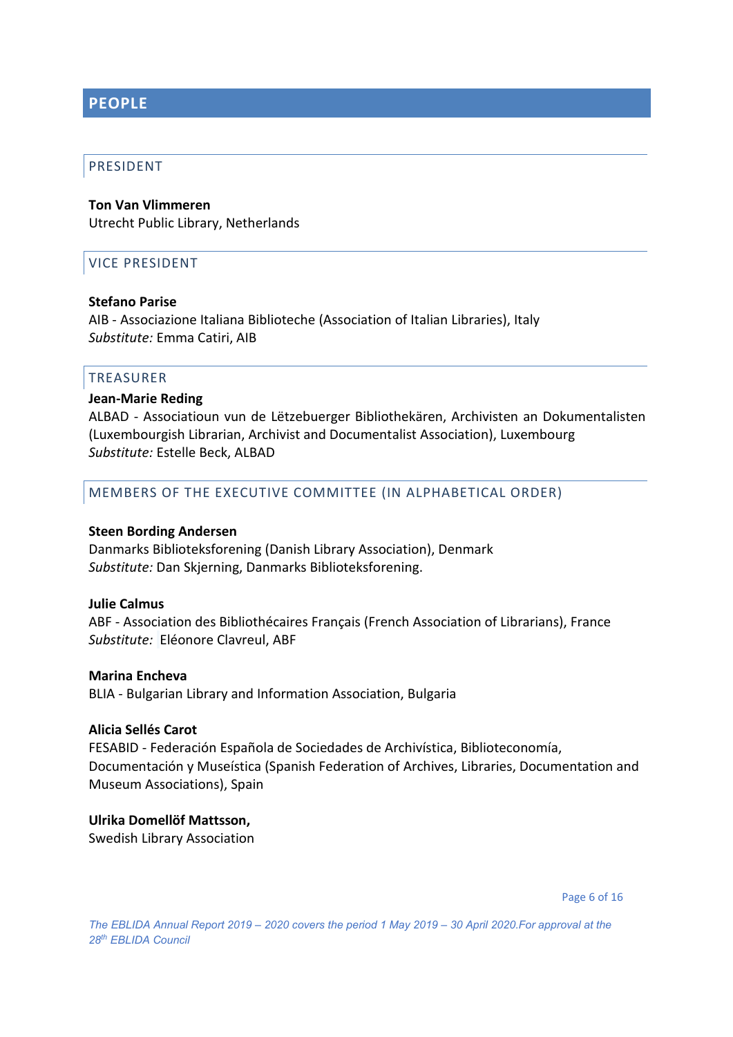# PEOPLE

## PRESIDENT

**Ton Van Vlimmeren**
Utrecht Public Library, Netherlands

## VICE PRESIDENT

**Stefano Parise**
AIB - Associazione Italiana Biblioteche (Association of Italian Libraries), Italy
*Substitute:* Emma Catiri, AIB

## TREASURER

**Jean-Marie Reding**
ALBAD - Associatioun vun de Lëtzebuerger Bibliothekären, Archivisten an Dokumentalisten (Luxembourgish Librarian, Archivist and Documentalist Association), Luxembourg
*Substitute:* Estelle Beck, ALBAD

## MEMBERS OF THE EXECUTIVE COMMITTEE (IN ALPHABETICAL ORDER)

**Steen Bording Andersen**
Danmarks Biblioteksforening (Danish Library Association), Denmark
*Substitute:* Dan Skjerning, Danmarks Biblioteksforening.

**Julie Calmus**
ABF - Association des Bibliothécaires Français (French Association of Librarians), France
*Substitute:* Eléonore Clavreul, ABF

**Marina Encheva**
BLIA - Bulgarian Library and Information Association, Bulgaria

**Alicia Sellés Carot**
FESABID - Federación Española de Sociedades de Archivística, Biblioteconomía, Documentación y Museística (Spanish Federation of Archives, Libraries, Documentation and Museum Associations), Spain

**Ulrika Domellöf Mattsson,**
Swedish Library Association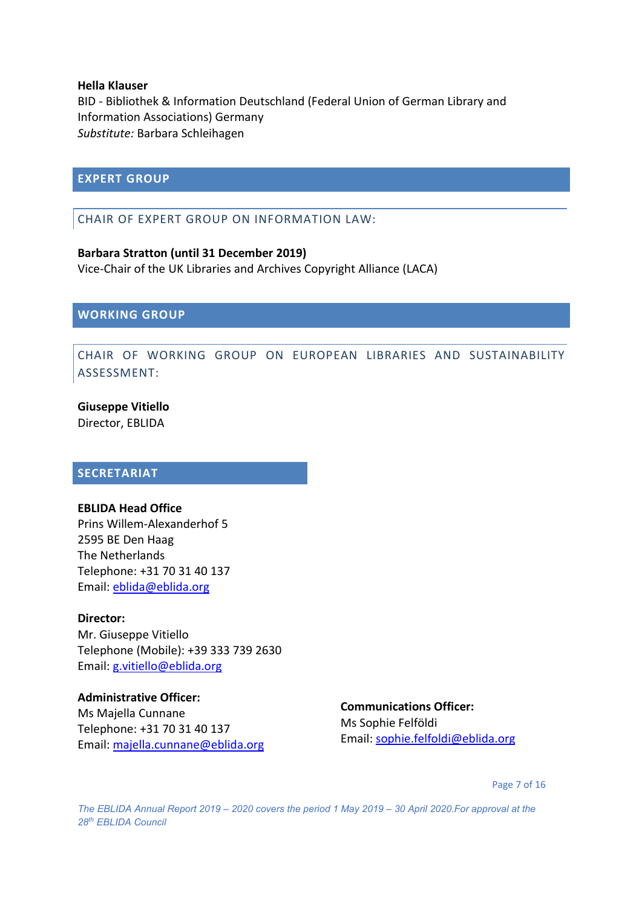**Hella Klauser**
BID - Bibliothek & Information Deutschland (Federal Union of German Library and Information Associations) Germany
*Substitute:* Barbara Schleihagen

## EXPERT GROUP

### CHAIR OF EXPERT GROUP ON INFORMATION LAW:

**Barbara Stratton (until 31 December 2019)**
Vice-Chair of the UK Libraries and Archives Copyright Alliance (LACA)

## WORKING GROUP

### CHAIR OF WORKING GROUP ON EUROPEAN LIBRARIES AND SUSTAINABILITY ASSESSMENT:

**Giuseppe Vitiello**
Director, EBLIDA

## SECRETARIAT

**EBLIDA Head Office**
Prins Willem-Alexanderhof 5
2595 BE Den Haag
The Netherlands
Telephone: +31 70 31 40 137
Email: eblida@eblida.org

**Director:**
Mr. Giuseppe Vitiello
Telephone (Mobile): +39 333 739 2630
Email: g.vitiello@eblida.org

**Administrative Officer:**
Ms Majella Cunnane
Telephone: +31 70 31 40 137
Email: majella.cunnane@eblida.org

**Communications Officer:**
Ms Sophie Felföldi
Email: sophie.felfoldi@eblida.org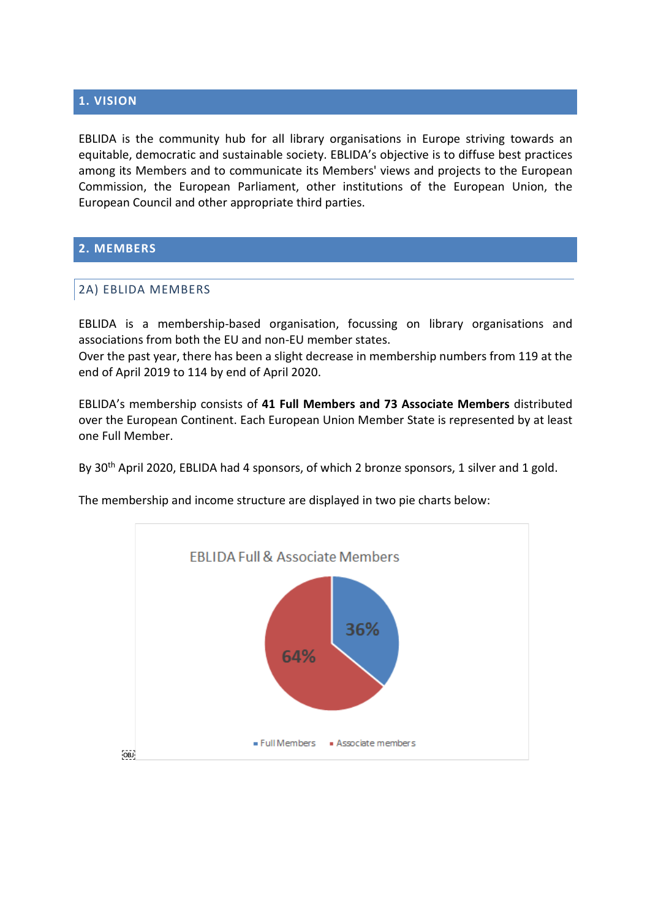## 1. VISION

EBLIDA is the community hub for all library organisations in Europe striving towards an equitable, democratic and sustainable society. EBLIDA's objective is to diffuse best practices among its Members and to communicate its Members' views and projects to the European Commission, the European Parliament, other institutions of the European Union, the European Council and other appropriate third parties.

## 2. MEMBERS

### 2A) EBLIDA MEMBERS

EBLIDA is a membership-based organisation, focussing on library organisations and associations from both the EU and non-EU member states.
Over the past year, there has been a slight decrease in membership numbers from 119 at the end of April 2019 to 114 by end of April 2020.

EBLIDA's membership consists of **41 Full Members and 73 Associate Members** distributed over the European Continent. Each European Union Member State is represented by at least one Full Member.

By 30th April 2020, EBLIDA had 4 sponsors, of which 2 bronze sponsors, 1 silver and 1 gold.

The membership and income structure are displayed in two pie charts below:

EBLIDA Full & Associate Members

| Category | Share |
|---|---|
| Full Members | 36% |
| Associate members | 64% |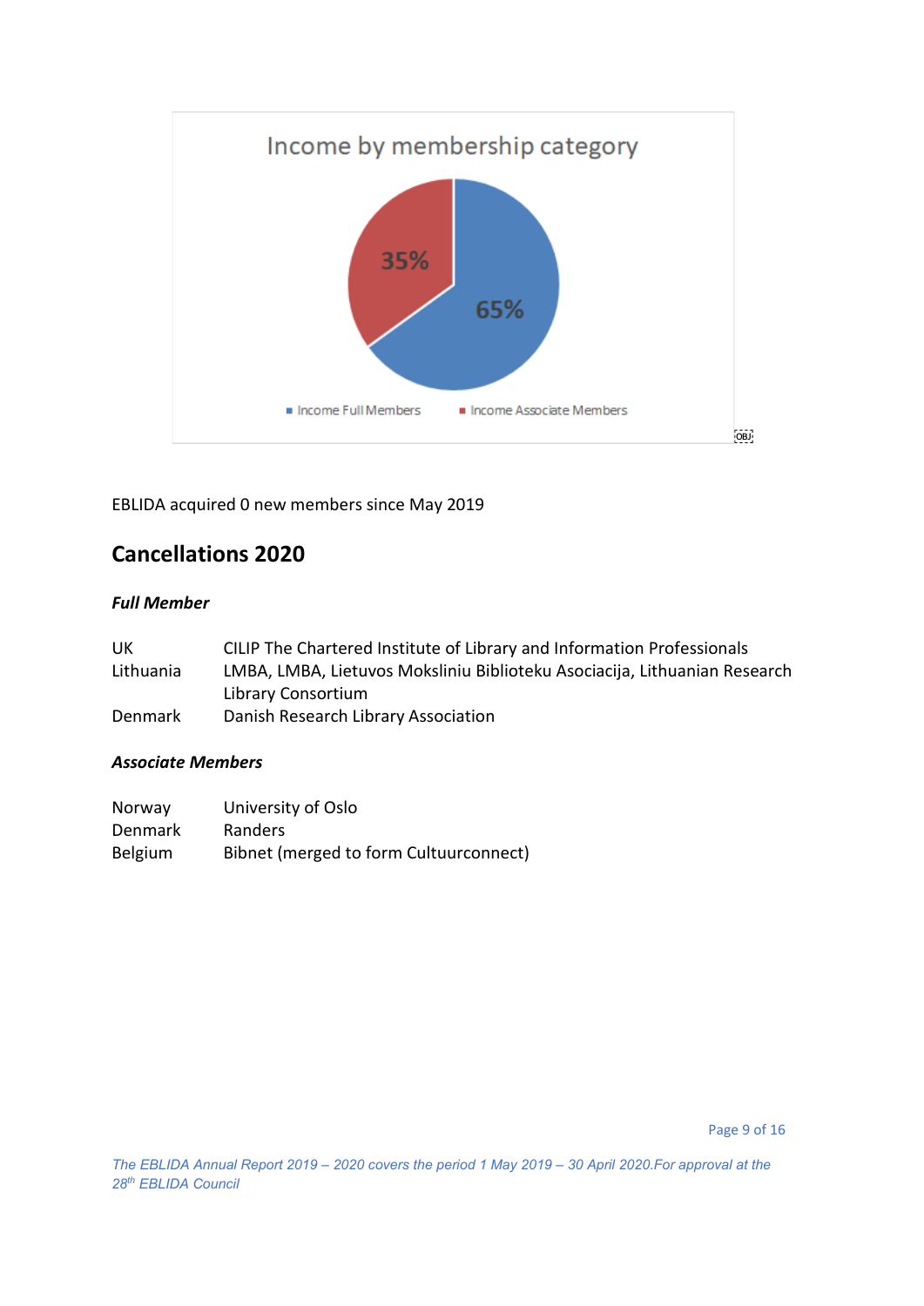Income by membership category

- Income Full Members: 65%
- Income Associate Members: 35%

EBLIDA acquired 0 new members since May 2019

## Cancellations 2020

### *Full Member*

| | |
|---|---|
| UK | CILIP The Chartered Institute of Library and Information Professionals |
| Lithuania | LMBA, LMBA, Lietuvos Moksliniu Biblioteku Asociacija, Lithuanian Research Library Consortium |
| Denmark | Danish Research Library Association |

### *Associate Members*

| | |
|---|---|
| Norway | University of Oslo |
| Denmark | Randers |
| Belgium | Bibnet (merged to form Cultuurconnect) |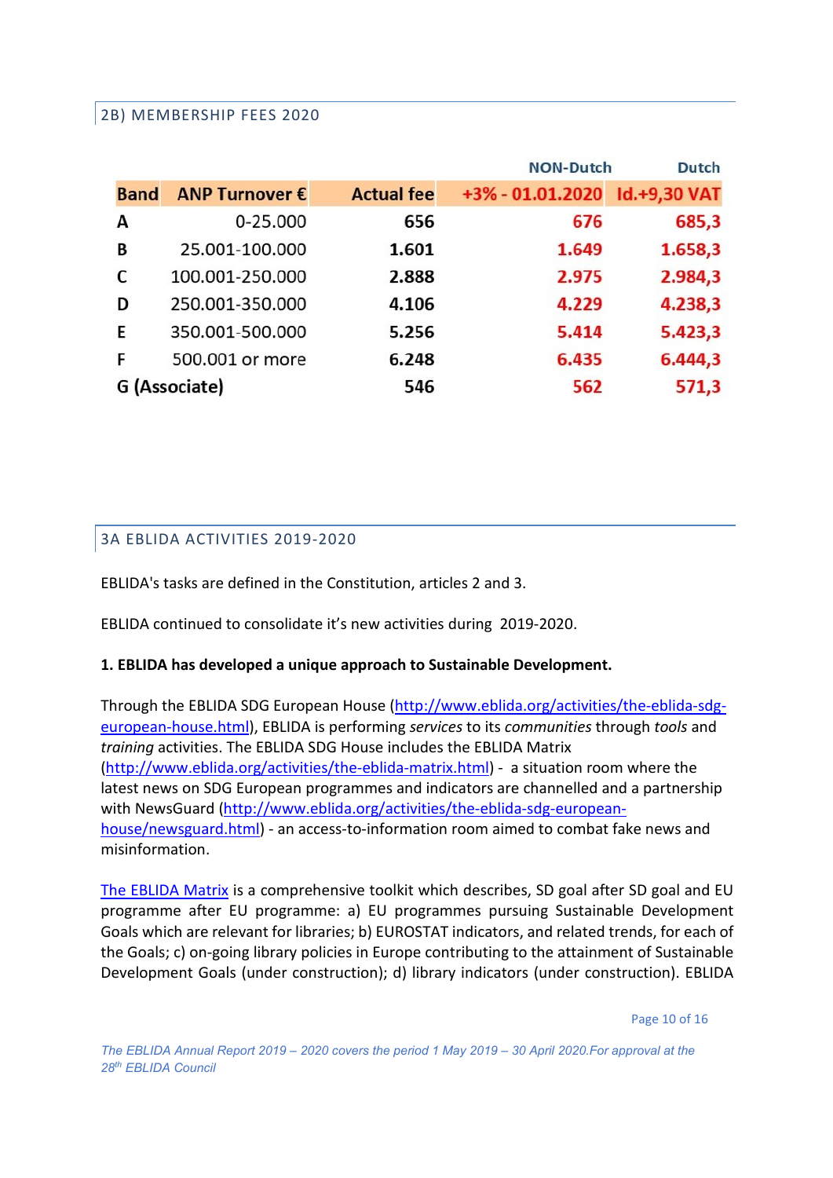## 2B) MEMBERSHIP FEES 2020

| | | | NON-Dutch | Dutch |
|---|---|---|---|---|
| **Band** | **ANP Turnover €** | **Actual fee** | **+3% - 01.01.2020** | **Id.+9,30 VAT** |
| **A** | 0-25.000 | **656** | **676** | **685,3** |
| **B** | 25.001-100.000 | **1.601** | **1.649** | **1.658,3** |
| **C** | 100.001-250.000 | **2.888** | **2.975** | **2.984,3** |
| **D** | 250.001-350.000 | **4.106** | **4.229** | **4.238,3** |
| **E** | 350.001-500.000 | **5.256** | **5.414** | **5.423,3** |
| **F** | 500.001 or more | **6.248** | **6.435** | **6.444,3** |
| **G (Associate)** | | **546** | **562** | **571,3** |

## 3A EBLIDA ACTIVITIES 2019-2020

EBLIDA's tasks are defined in the Constitution, articles 2 and 3.

EBLIDA continued to consolidate it's new activities during 2019-2020.

**1. EBLIDA has developed a unique approach to Sustainable Development.**

Through the EBLIDA SDG European House (http://www.eblida.org/activities/the-eblida-sdg-european-house.html), EBLIDA is performing *services* to its *communities* through *tools* and *training* activities. The EBLIDA SDG House includes the EBLIDA Matrix (http://www.eblida.org/activities/the-eblida-matrix.html) - a situation room where the latest news on SDG European programmes and indicators are channelled and a partnership with NewsGuard (http://www.eblida.org/activities/the-eblida-sdg-european-house/newsguard.html) - an access-to-information room aimed to combat fake news and misinformation.

The EBLIDA Matrix is a comprehensive toolkit which describes, SD goal after SD goal and EU programme after EU programme: a) EU programmes pursuing Sustainable Development Goals which are relevant for libraries; b) EUROSTAT indicators, and related trends, for each of the Goals; c) on-going library policies in Europe contributing to the attainment of Sustainable Development Goals (under construction); d) library indicators (under construction). EBLIDA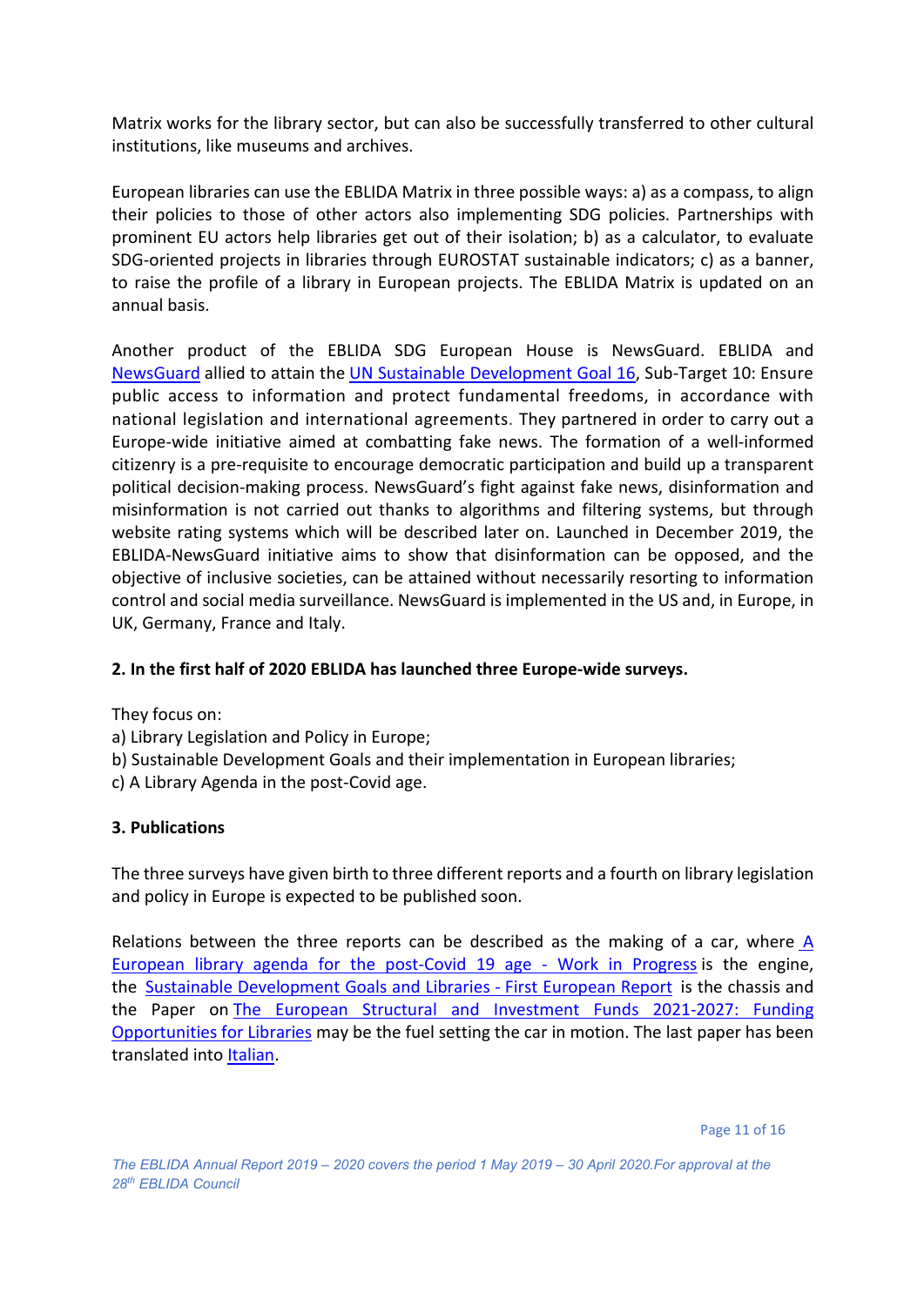Matrix works for the library sector, but can also be successfully transferred to other cultural institutions, like museums and archives.

European libraries can use the EBLIDA Matrix in three possible ways: a) as a compass, to align their policies to those of other actors also implementing SDG policies. Partnerships with prominent EU actors help libraries get out of their isolation; b) as a calculator, to evaluate SDG-oriented projects in libraries through EUROSTAT sustainable indicators; c) as a banner, to raise the profile of a library in European projects. The EBLIDA Matrix is updated on an annual basis.

Another product of the EBLIDA SDG European House is NewsGuard. EBLIDA and NewsGuard allied to attain the UN Sustainable Development Goal 16, Sub-Target 10: Ensure public access to information and protect fundamental freedoms, in accordance with national legislation and international agreements. They partnered in order to carry out a Europe-wide initiative aimed at combatting fake news. The formation of a well-informed citizenry is a pre-requisite to encourage democratic participation and build up a transparent political decision-making process. NewsGuard's fight against fake news, disinformation and misinformation is not carried out thanks to algorithms and filtering systems, but through website rating systems which will be described later on. Launched in December 2019, the EBLIDA-NewsGuard initiative aims to show that disinformation can be opposed, and the objective of inclusive societies, can be attained without necessarily resorting to information control and social media surveillance. NewsGuard is implemented in the US and, in Europe, in UK, Germany, France and Italy.

**2. In the first half of 2020 EBLIDA has launched three Europe-wide surveys.**

They focus on:
a) Library Legislation and Policy in Europe;
b) Sustainable Development Goals and their implementation in European libraries;
c) A Library Agenda in the post-Covid age.

**3. Publications**

The three surveys have given birth to three different reports and a fourth on library legislation and policy in Europe is expected to be published soon.

Relations between the three reports can be described as the making of a car, where A European library agenda for the post-Covid 19 age - Work in Progress is the engine, the Sustainable Development Goals and Libraries - First European Report is the chassis and the Paper on The European Structural and Investment Funds 2021-2027: Funding Opportunities for Libraries may be the fuel setting the car in motion. The last paper has been translated into Italian.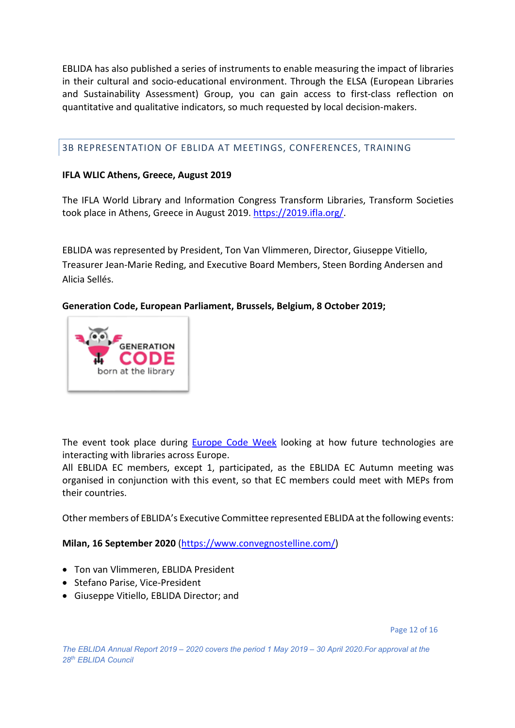EBLIDA has also published a series of instruments to enable measuring the impact of libraries in their cultural and socio-educational environment. Through the ELSA (European Libraries and Sustainability Assessment) Group, you can gain access to first-class reflection on quantitative and qualitative indicators, so much requested by local decision-makers.

## 3B REPRESENTATION OF EBLIDA AT MEETINGS, CONFERENCES, TRAINING

**IFLA WLIC Athens, Greece, August 2019**

The IFLA World Library and Information Congress Transform Libraries, Transform Societies took place in Athens, Greece in August 2019. https://2019.ifla.org/.

EBLIDA was represented by President, Ton Van Vlimmeren, Director, Giuseppe Vitiello, Treasurer Jean-Marie Reding, and Executive Board Members, Steen Bording Andersen and Alicia Sellés.

**Generation Code, European Parliament, Brussels, Belgium, 8 October 2019;**

GENERATION CODE born at the library

The event took place during Europe Code Week looking at how future technologies are interacting with libraries across Europe.
All EBLIDA EC members, except 1, participated, as the EBLIDA EC Autumn meeting was organised in conjunction with this event, so that EC members could meet with MEPs from their countries.

Other members of EBLIDA's Executive Committee represented EBLIDA at the following events:

**Milan, 16 September 2020** (https://www.convegnostelline.com/)

- Ton van Vlimmeren, EBLIDA President
- Stefano Parise, Vice-President
- Giuseppe Vitiello, EBLIDA Director; and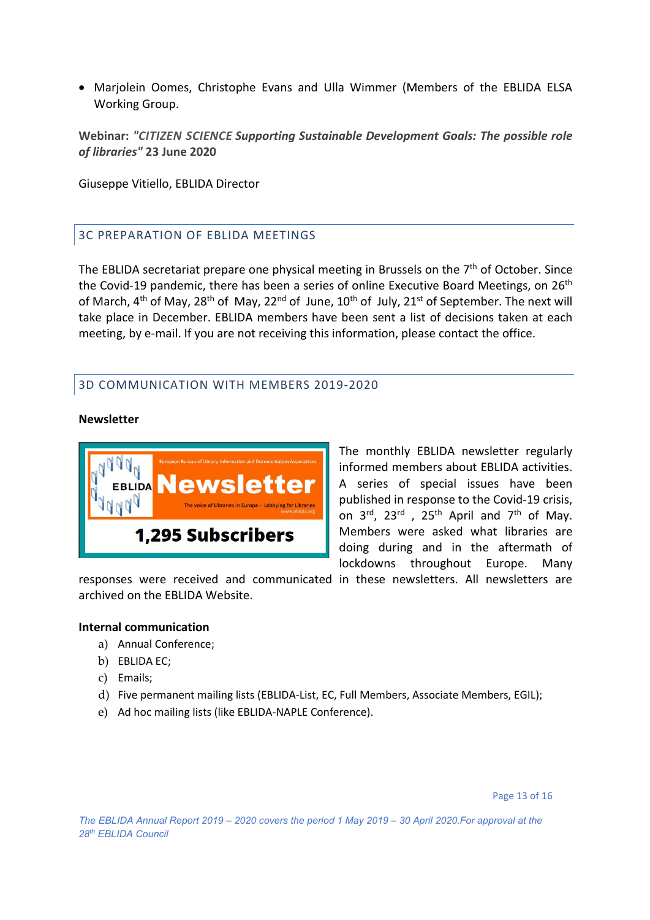- Marjolein Oomes, Christophe Evans and Ulla Wimmer (Members of the EBLIDA ELSA Working Group.

**Webinar:** ***"CITIZEN SCIENCE Supporting Sustainable Development Goals: The possible role of libraries"*** **23 June 2020**

Giuseppe Vitiello, EBLIDA Director

## 3C PREPARATION OF EBLIDA MEETINGS

The EBLIDA secretariat prepare one physical meeting in Brussels on the 7th of October. Since the Covid-19 pandemic, there has been a series of online Executive Board Meetings, on 26th of March, 4th of May, 28th of May, 22nd of June, 10th of July, 21st of September. The next will take place in December. EBLIDA members have been sent a list of decisions taken at each meeting, by e-mail. If you are not receiving this information, please contact the office.

## 3D COMMUNICATION WITH MEMBERS 2019-2020

**Newsletter**

EBLIDA — European Bureau of Library, Information and Documentation Associations — Newsletter — The voice of Libraries in Europe - Lobbying for Libraries — www.eblida.org

**1,295 Subscribers**

The monthly EBLIDA newsletter regularly informed members about EBLIDA activities. A series of special issues have been published in response to the Covid-19 crisis, on 3rd, 23rd, 25th April and 7th of May. Members were asked what libraries are doing during and in the aftermath of lockdowns throughout Europe. Many responses were received and communicated in these newsletters. All newsletters are archived on the EBLIDA Website.

**Internal communication**

a) Annual Conference;
b) EBLIDA EC;
c) Emails;
d) Five permanent mailing lists (EBLIDA-List, EC, Full Members, Associate Members, EGIL);
e) Ad hoc mailing lists (like EBLIDA-NAPLE Conference).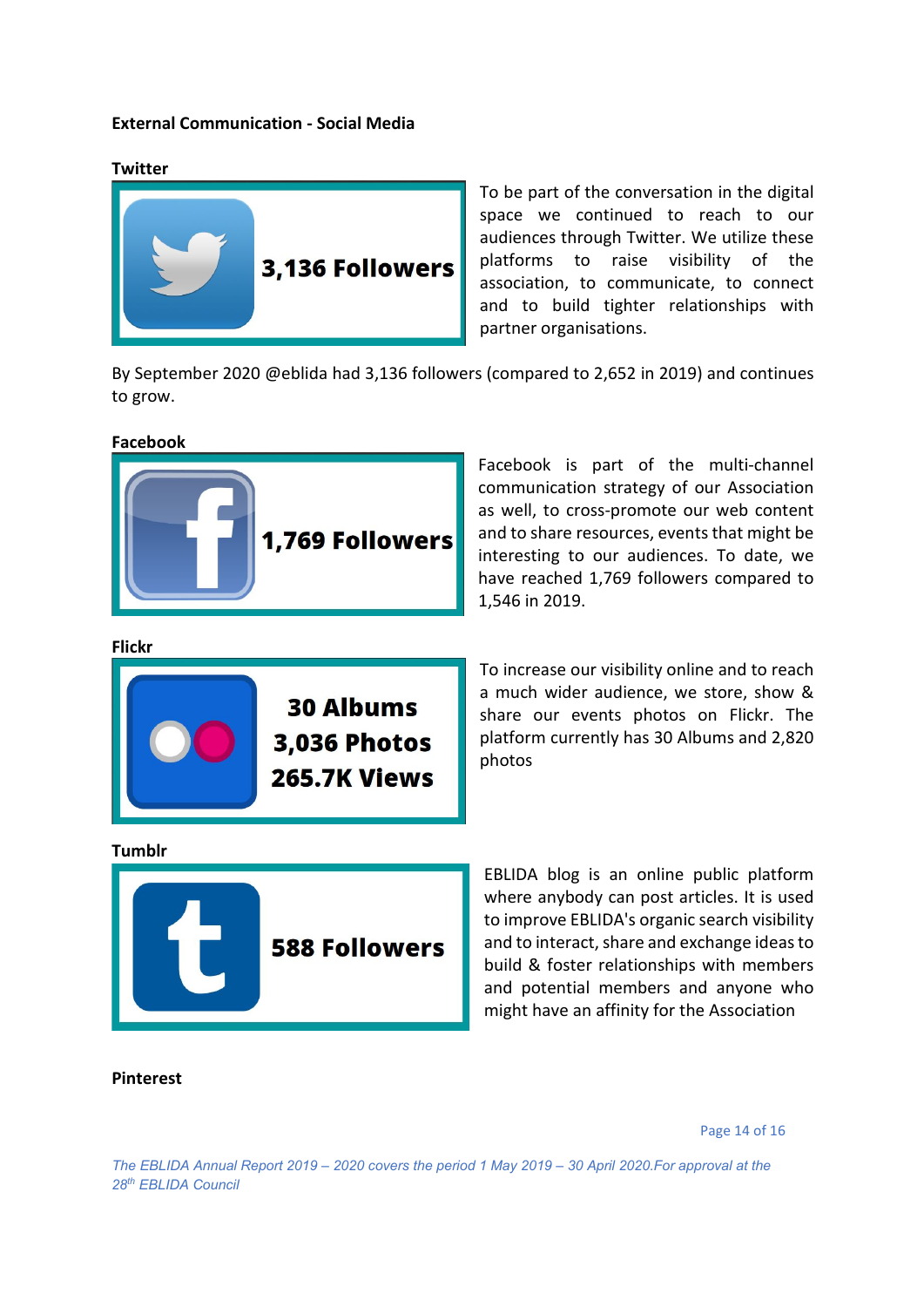**External Communication - Social Media**

**Twitter**

3,136 Followers

To be part of the conversation in the digital space we continued to reach to our audiences through Twitter. We utilize these platforms to raise visibility of the association, to communicate, to connect and to build tighter relationships with partner organisations.

By September 2020 @eblida had 3,136 followers (compared to 2,652 in 2019) and continues to grow.

**Facebook**

1,769 Followers

Facebook is part of the multi-channel communication strategy of our Association as well, to cross-promote our web content and to share resources, events that might be interesting to our audiences. To date, we have reached 1,769 followers compared to 1,546 in 2019.

**Flickr**

30 Albums
3,036 Photos
265.7K Views

To increase our visibility online and to reach a much wider audience, we store, show & share our events photos on Flickr. The platform currently has 30 Albums and 2,820 photos

**Tumblr**

588 Followers

EBLIDA blog is an online public platform where anybody can post articles. It is used to improve EBLIDA's organic search visibility and to interact, share and exchange ideas to build & foster relationships with members and potential members and anyone who might have an affinity for the Association

**Pinterest**

*The EBLIDA Annual Report 2019 – 2020 covers the period 1 May 2019 – 30 April 2020.For approval at the 28th EBLIDA Council*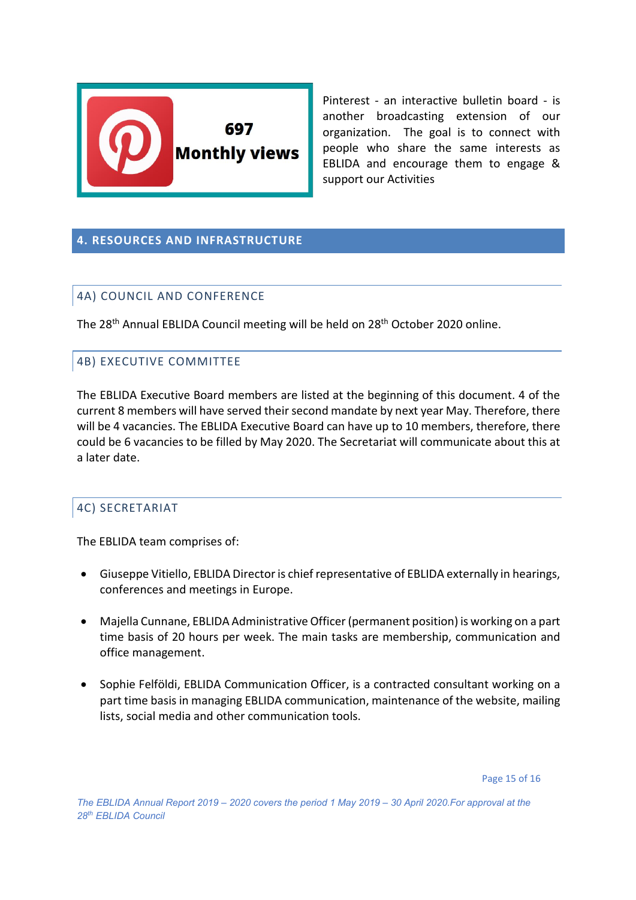697 Monthly views

Pinterest - an interactive bulletin board - is another broadcasting extension of our organization. The goal is to connect with people who share the same interests as EBLIDA and encourage them to engage & support our Activities

## 4. RESOURCES AND INFRASTRUCTURE

### 4A) COUNCIL AND CONFERENCE

The 28th Annual EBLIDA Council meeting will be held on 28th October 2020 online.

### 4B) EXECUTIVE COMMITTEE

The EBLIDA Executive Board members are listed at the beginning of this document. 4 of the current 8 members will have served their second mandate by next year May. Therefore, there will be 4 vacancies. The EBLIDA Executive Board can have up to 10 members, therefore, there could be 6 vacancies to be filled by May 2020. The Secretariat will communicate about this at a later date.

### 4C) SECRETARIAT

The EBLIDA team comprises of:

- Giuseppe Vitiello, EBLIDA Director is chief representative of EBLIDA externally in hearings, conferences and meetings in Europe.
- Majella Cunnane, EBLIDA Administrative Officer (permanent position) is working on a part time basis of 20 hours per week. The main tasks are membership, communication and office management.
- Sophie Felföldi, EBLIDA Communication Officer, is a contracted consultant working on a part time basis in managing EBLIDA communication, maintenance of the website, mailing lists, social media and other communication tools.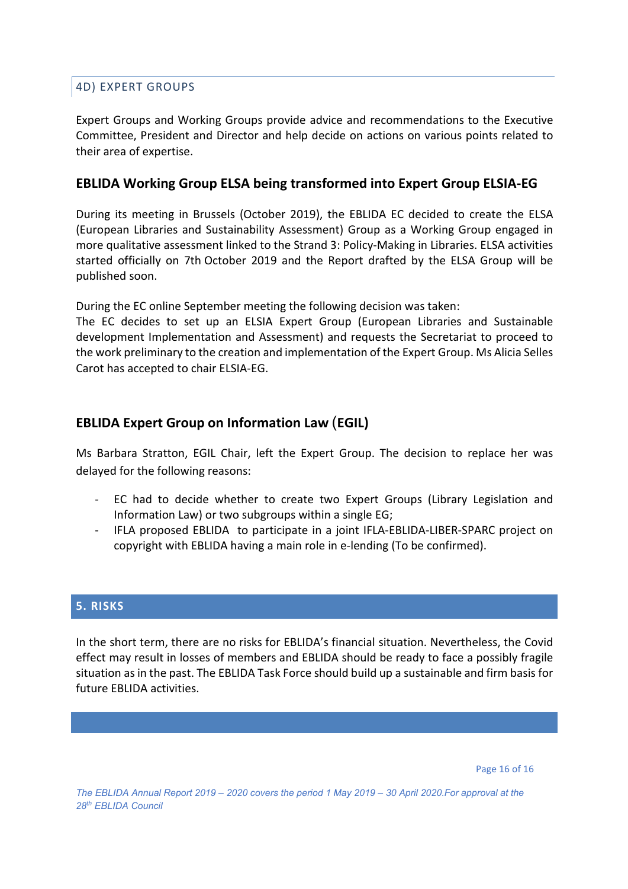## 4D) EXPERT GROUPS

Expert Groups and Working Groups provide advice and recommendations to the Executive Committee, President and Director and help decide on actions on various points related to their area of expertise.

### EBLIDA Working Group ELSA being transformed into Expert Group ELSIA-EG

During its meeting in Brussels (October 2019), the EBLIDA EC decided to create the ELSA (European Libraries and Sustainability Assessment) Group as a Working Group engaged in more qualitative assessment linked to the Strand 3: Policy-Making in Libraries. ELSA activities started officially on 7th October 2019 and the Report drafted by the ELSA Group will be published soon.

During the EC online September meeting the following decision was taken:
The EC decides to set up an ELSIA Expert Group (European Libraries and Sustainable development Implementation and Assessment) and requests the Secretariat to proceed to the work preliminary to the creation and implementation of the Expert Group. Ms Alicia Selles Carot has accepted to chair ELSIA-EG.

### EBLIDA Expert Group on Information Law (EGIL)

Ms Barbara Stratton, EGIL Chair, left the Expert Group. The decision to replace her was delayed for the following reasons:

- EC had to decide whether to create two Expert Groups (Library Legislation and Information Law) or two subgroups within a single EG;
- IFLA proposed EBLIDA to participate in a joint IFLA-EBLIDA-LIBER-SPARC project on copyright with EBLIDA having a main role in e-lending (To be confirmed).

## 5. RISKS

In the short term, there are no risks for EBLIDA's financial situation. Nevertheless, the Covid effect may result in losses of members and EBLIDA should be ready to face a possibly fragile situation as in the past. The EBLIDA Task Force should build up a sustainable and firm basis for future EBLIDA activities.

*The EBLIDA Annual Report 2019 – 2020 covers the period 1 May 2019 – 30 April 2020.For approval at the 28th EBLIDA Council*